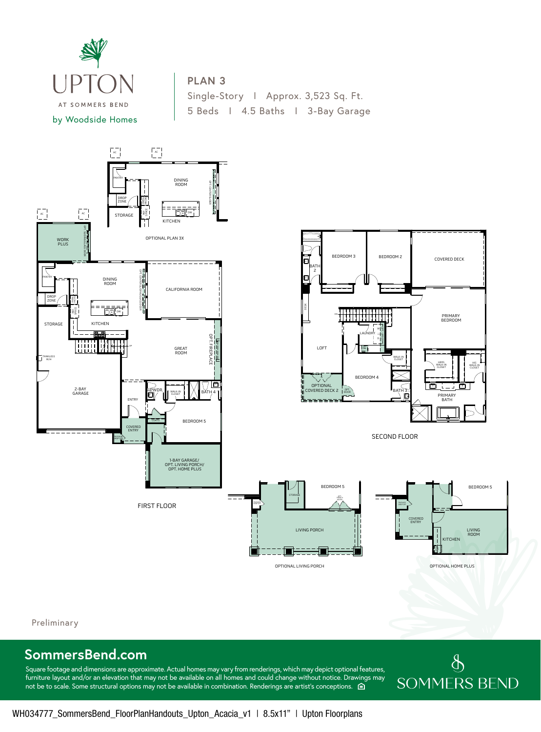UPTON

AT SOMMERS BEND

by Woodside Homes

## PLAN 3

Single-Story | Approx. 3,523 Sq. Ft.

5 Beds | 4.5 Baths | 3-Bay Garage

OPTIONAL PLAN 3X

FIRST FLOOR

SECOND FLOOR

OPTIONAL LIVING PORCH

OPTIONAL HOME PLUS

Preliminary

## SommersBend.com

Square footage and dimensions are approximate. Actual homes may vary from renderings, which may depict optional features, furniture layout and/or an elevation that may not be available on all homes and could change without notice. Drawings may not be to scale. Some structural options may not be available in combination. Renderings are artist's conceptions.

SOMMERS BEND

WH034777_SommersBend_FloorPlanHandouts_Upton_Acacia_v1 | 8.5x11" | Upton Floorplans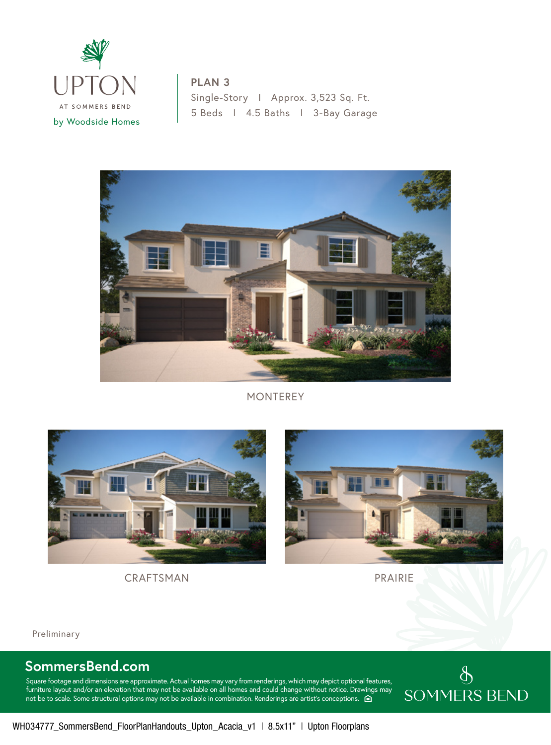UPTON

AT SOMMERS BEND

by Woodside Homes

## PLAN 3

Single-Story | Approx. 3,523 Sq. Ft.

5 Beds | 4.5 Baths | 3-Bay Garage

MONTEREY

CRAFTSMAN

PRAIRIE

Preliminary

**SommersBend.com**

Square footage and dimensions are approximate. Actual homes may vary from renderings, which may depict optional features, furniture layout and/or an elevation that may not be available on all homes and could change without notice. Drawings may not be to scale. Some structural options may not be available in combination. Renderings are artist's conceptions.

SOMMERS BEND

WH034777_SommersBend_FloorPlanHandouts_Upton_Acacia_v1 | 8.5x11" | Upton Floorplans